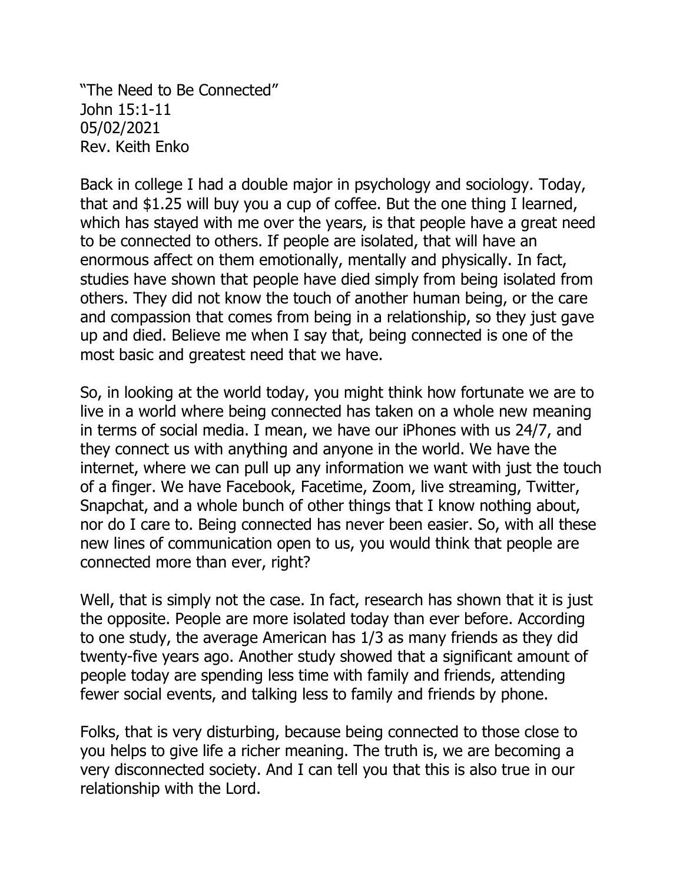"The Need to Be Connected"
John 15:1-11
05/02/2021
Rev. Keith Enko

Back in college I had a double major in psychology and sociology. Today, that and $1.25 will buy you a cup of coffee. But the one thing I learned, which has stayed with me over the years, is that people have a great need to be connected to others. If people are isolated, that will have an enormous affect on them emotionally, mentally and physically. In fact, studies have shown that people have died simply from being isolated from others. They did not know the touch of another human being, or the care and compassion that comes from being in a relationship, so they just gave up and died. Believe me when I say that, being connected is one of the most basic and greatest need that we have.

So, in looking at the world today, you might think how fortunate we are to live in a world where being connected has taken on a whole new meaning in terms of social media. I mean, we have our iPhones with us 24/7, and they connect us with anything and anyone in the world. We have the internet, where we can pull up any information we want with just the touch of a finger. We have Facebook, Facetime, Zoom, live streaming, Twitter, Snapchat, and a whole bunch of other things that I know nothing about, nor do I care to. Being connected has never been easier. So, with all these new lines of communication open to us, you would think that people are connected more than ever, right?

Well, that is simply not the case. In fact, research has shown that it is just the opposite. People are more isolated today than ever before. According to one study, the average American has 1/3 as many friends as they did twenty-five years ago. Another study showed that a significant amount of people today are spending less time with family and friends, attending fewer social events, and talking less to family and friends by phone.

Folks, that is very disturbing, because being connected to those close to you helps to give life a richer meaning. The truth is, we are becoming a very disconnected society. And I can tell you that this is also true in our relationship with the Lord.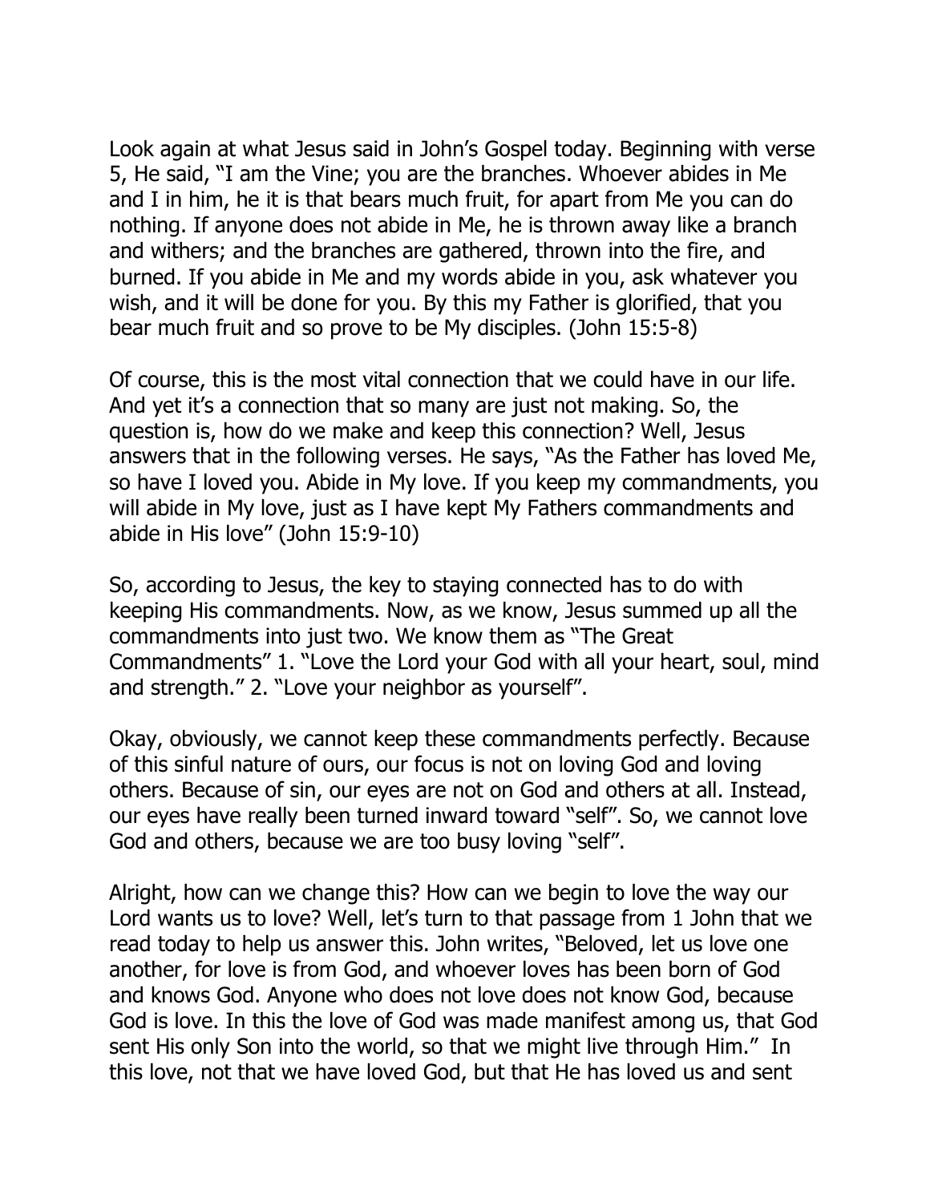Look again at what Jesus said in John's Gospel today. Beginning with verse 5, He said, "I am the Vine; you are the branches. Whoever abides in Me and I in him, he it is that bears much fruit, for apart from Me you can do nothing. If anyone does not abide in Me, he is thrown away like a branch and withers; and the branches are gathered, thrown into the fire, and burned. If you abide in Me and my words abide in you, ask whatever you wish, and it will be done for you. By this my Father is glorified, that you bear much fruit and so prove to be My disciples. (John 15:5-8)

Of course, this is the most vital connection that we could have in our life. And yet it's a connection that so many are just not making. So, the question is, how do we make and keep this connection? Well, Jesus answers that in the following verses. He says, "As the Father has loved Me, so have I loved you. Abide in My love. If you keep my commandments, you will abide in My love, just as I have kept My Fathers commandments and abide in His love" (John 15:9-10)

So, according to Jesus, the key to staying connected has to do with keeping His commandments. Now, as we know, Jesus summed up all the commandments into just two. We know them as "The Great Commandments" 1. "Love the Lord your God with all your heart, soul, mind and strength." 2. "Love your neighbor as yourself".

Okay, obviously, we cannot keep these commandments perfectly. Because of this sinful nature of ours, our focus is not on loving God and loving others. Because of sin, our eyes are not on God and others at all. Instead, our eyes have really been turned inward toward "self". So, we cannot love God and others, because we are too busy loving "self".

Alright, how can we change this? How can we begin to love the way our Lord wants us to love? Well, let's turn to that passage from 1 John that we read today to help us answer this. John writes, "Beloved, let us love one another, for love is from God, and whoever loves has been born of God and knows God. Anyone who does not love does not know God, because God is love. In this the love of God was made manifest among us, that God sent His only Son into the world, so that we might live through Him." In this love, not that we have loved God, but that He has loved us and sent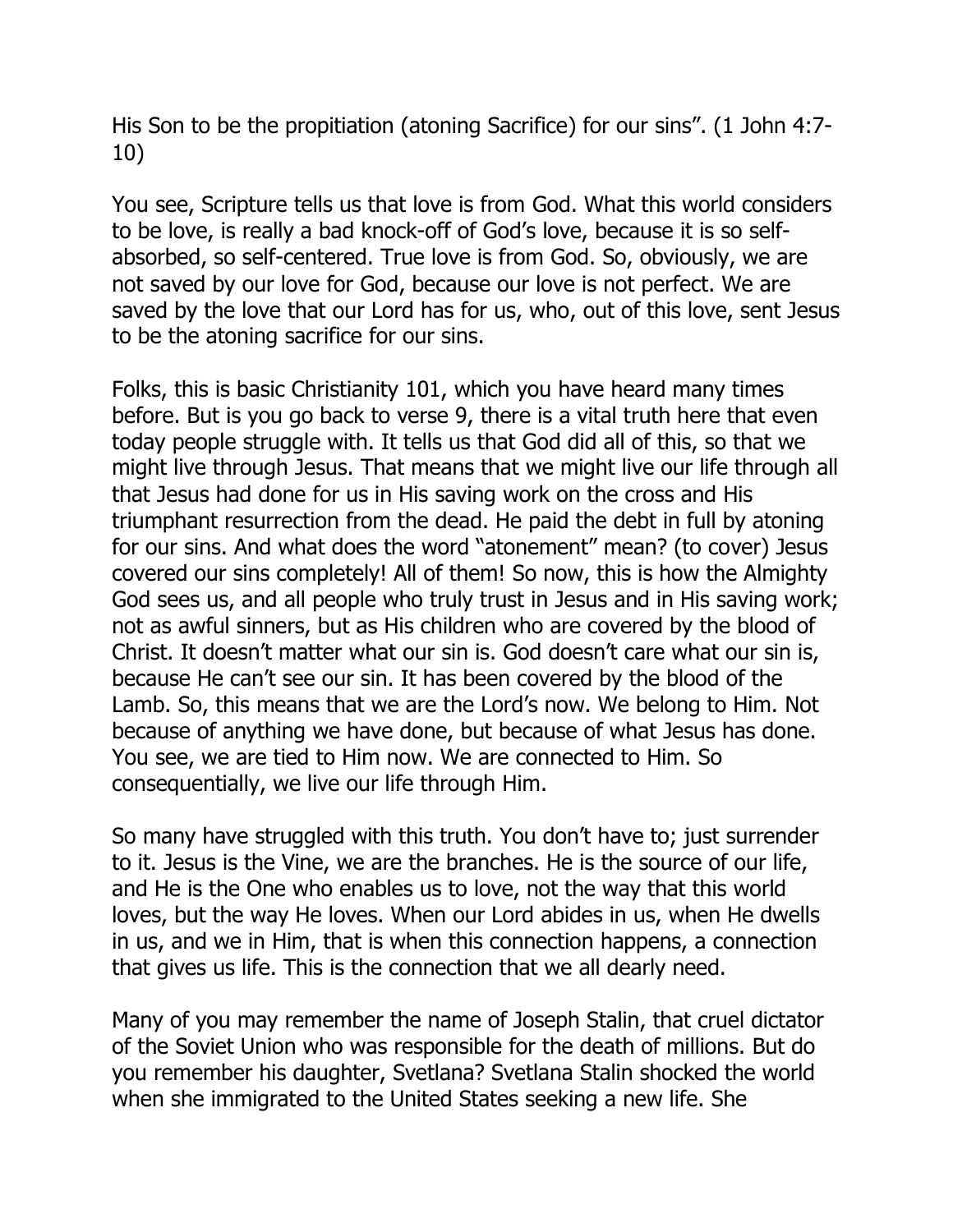His Son to be the propitiation (atoning Sacrifice) for our sins". (1 John 4:7-10)

You see, Scripture tells us that love is from God. What this world considers to be love, is really a bad knock-off of God's love, because it is so self-absorbed, so self-centered. True love is from God. So, obviously, we are not saved by our love for God, because our love is not perfect. We are saved by the love that our Lord has for us, who, out of this love, sent Jesus to be the atoning sacrifice for our sins.

Folks, this is basic Christianity 101, which you have heard many times before. But is you go back to verse 9, there is a vital truth here that even today people struggle with. It tells us that God did all of this, so that we might live through Jesus. That means that we might live our life through all that Jesus had done for us in His saving work on the cross and His triumphant resurrection from the dead. He paid the debt in full by atoning for our sins. And what does the word "atonement" mean? (to cover) Jesus covered our sins completely! All of them! So now, this is how the Almighty God sees us, and all people who truly trust in Jesus and in His saving work; not as awful sinners, but as His children who are covered by the blood of Christ. It doesn't matter what our sin is. God doesn't care what our sin is, because He can't see our sin. It has been covered by the blood of the Lamb. So, this means that we are the Lord's now. We belong to Him. Not because of anything we have done, but because of what Jesus has done. You see, we are tied to Him now. We are connected to Him. So consequentially, we live our life through Him.

So many have struggled with this truth. You don't have to; just surrender to it. Jesus is the Vine, we are the branches. He is the source of our life, and He is the One who enables us to love, not the way that this world loves, but the way He loves. When our Lord abides in us, when He dwells in us, and we in Him, that is when this connection happens, a connection that gives us life. This is the connection that we all dearly need.

Many of you may remember the name of Joseph Stalin, that cruel dictator of the Soviet Union who was responsible for the death of millions. But do you remember his daughter, Svetlana? Svetlana Stalin shocked the world when she immigrated to the United States seeking a new life. She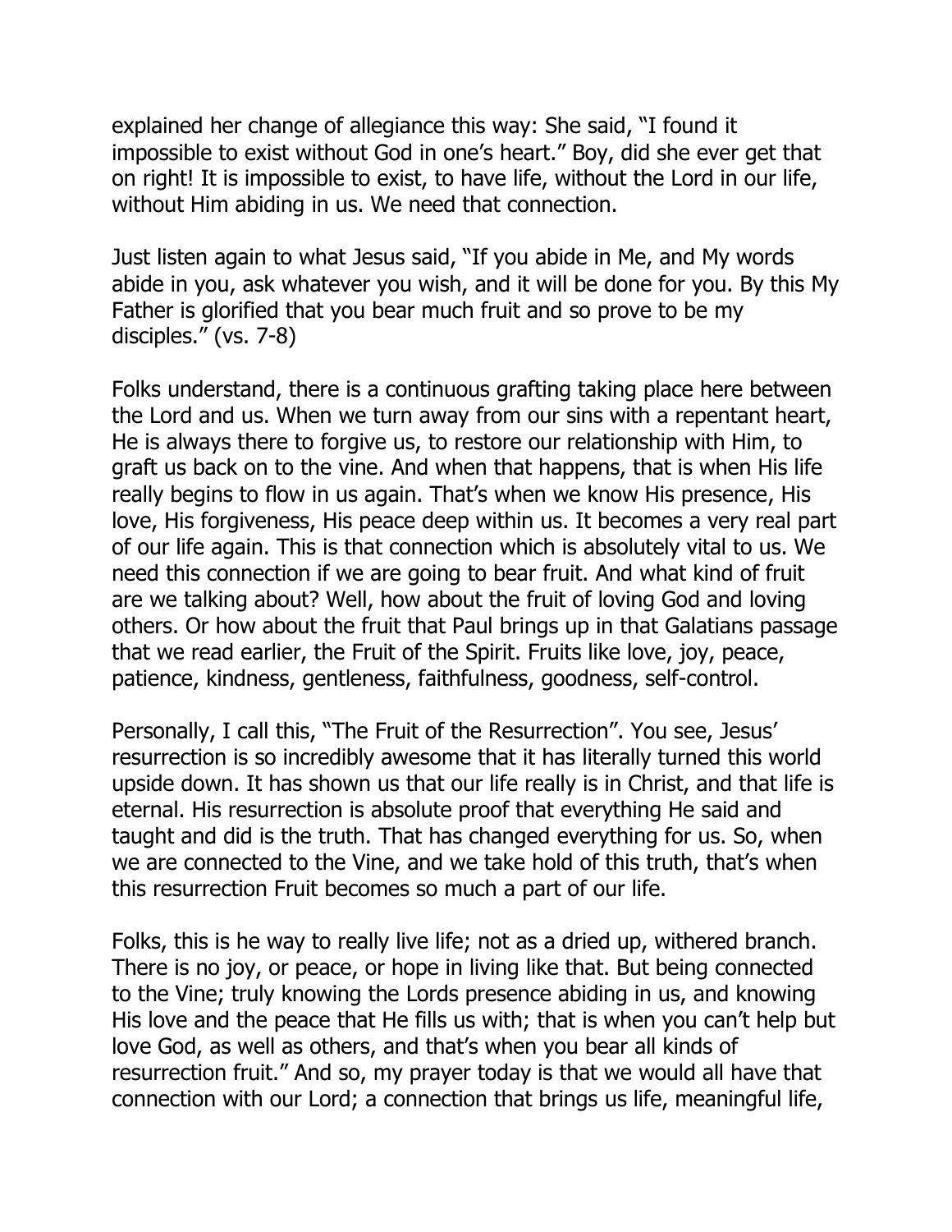explained her change of allegiance this way: She said, "I found it impossible to exist without God in one's heart." Boy, did she ever get that on right! It is impossible to exist, to have life, without the Lord in our life, without Him abiding in us. We need that connection.

Just listen again to what Jesus said, "If you abide in Me, and My words abide in you, ask whatever you wish, and it will be done for you. By this My Father is glorified that you bear much fruit and so prove to be my disciples." (vs. 7-8)

Folks understand, there is a continuous grafting taking place here between the Lord and us. When we turn away from our sins with a repentant heart, He is always there to forgive us, to restore our relationship with Him, to graft us back on to the vine. And when that happens, that is when His life really begins to flow in us again. That's when we know His presence, His love, His forgiveness, His peace deep within us. It becomes a very real part of our life again. This is that connection which is absolutely vital to us. We need this connection if we are going to bear fruit. And what kind of fruit are we talking about? Well, how about the fruit of loving God and loving others. Or how about the fruit that Paul brings up in that Galatians passage that we read earlier, the Fruit of the Spirit. Fruits like love, joy, peace, patience, kindness, gentleness, faithfulness, goodness, self-control.

Personally, I call this, "The Fruit of the Resurrection". You see, Jesus' resurrection is so incredibly awesome that it has literally turned this world upside down. It has shown us that our life really is in Christ, and that life is eternal. His resurrection is absolute proof that everything He said and taught and did is the truth. That has changed everything for us. So, when we are connected to the Vine, and we take hold of this truth, that's when this resurrection Fruit becomes so much a part of our life.

Folks, this is he way to really live life; not as a dried up, withered branch. There is no joy, or peace, or hope in living like that. But being connected to the Vine; truly knowing the Lords presence abiding in us, and knowing His love and the peace that He fills us with; that is when you can't help but love God, as well as others, and that's when you bear all kinds of resurrection fruit." And so, my prayer today is that we would all have that connection with our Lord; a connection that brings us life, meaningful life,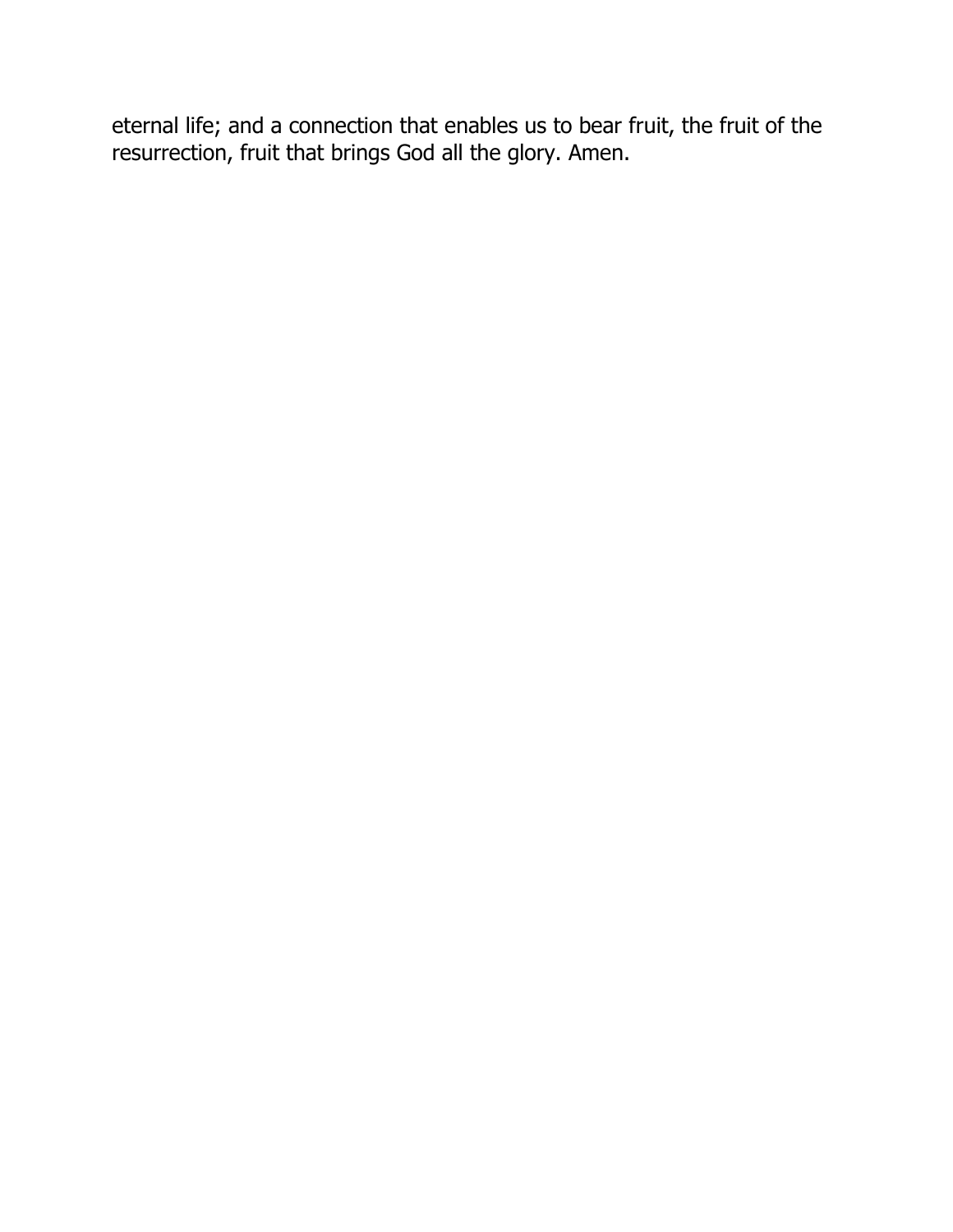eternal life; and a connection that enables us to bear fruit, the fruit of the resurrection, fruit that brings God all the glory. Amen.